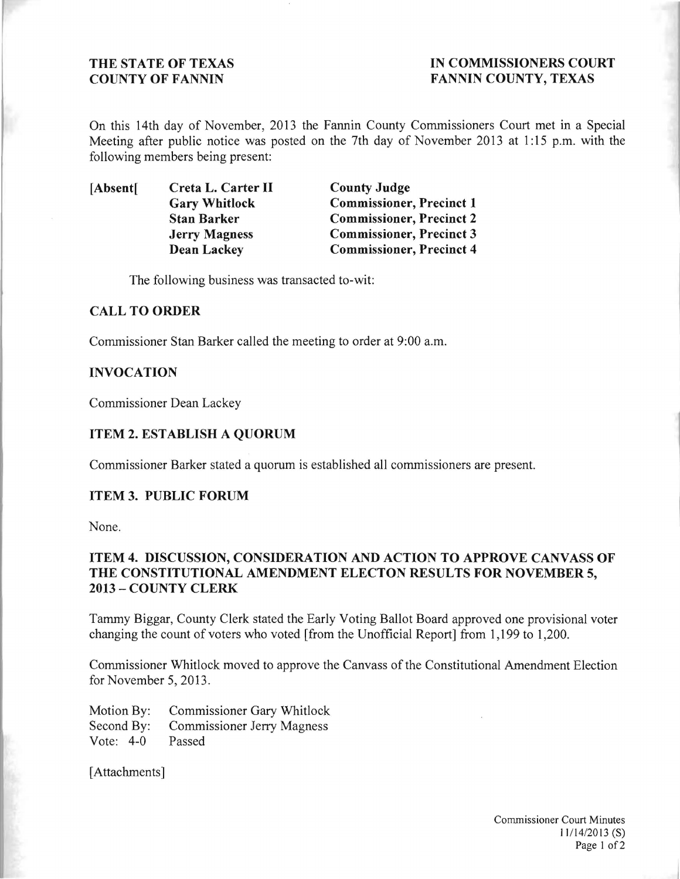**THE STATE OF TEXAS**
**COUNTY OF FANNIN**

**IN COMMISSIONERS COURT**
**FANNIN COUNTY, TEXAS**

On this 14th day of November, 2013 the Fannin County Commissioners Court met in a Special Meeting after public notice was posted on the 7th day of November 2013 at 1:15 p.m. with the following members being present:

| | | |
|---|---|---|
| **[Absent[** | **Creta L. Carter II** | **County Judge** |
| | **Gary Whitlock** | **Commissioner, Precinct 1** |
| | **Stan Barker** | **Commissioner, Precinct 2** |
| | **Jerry Magness** | **Commissioner, Precinct 3** |
| | **Dean Lackey** | **Commissioner, Precinct 4** |

The following business was transacted to-wit:

## CALL TO ORDER

Commissioner Stan Barker called the meeting to order at 9:00 a.m.

## INVOCATION

Commissioner Dean Lackey

## ITEM 2. ESTABLISH A QUORUM

Commissioner Barker stated a quorum is established all commissioners are present.

## ITEM 3. PUBLIC FORUM

None.

## ITEM 4. DISCUSSION, CONSIDERATION AND ACTION TO APPROVE CANVASS OF THE CONSTITUTIONAL AMENDMENT ELECTON RESULTS FOR NOVEMBER 5, 2013 – COUNTY CLERK

Tammy Biggar, County Clerk stated the Early Voting Ballot Board approved one provisional voter changing the count of voters who voted [from the Unofficial Report] from 1,199 to 1,200.

Commissioner Whitlock moved to approve the Canvass of the Constitutional Amendment Election for November 5, 2013.

Motion By: Commissioner Gary Whitlock
Second By: Commissioner Jerry Magness
Vote: 4-0 Passed

[Attachments]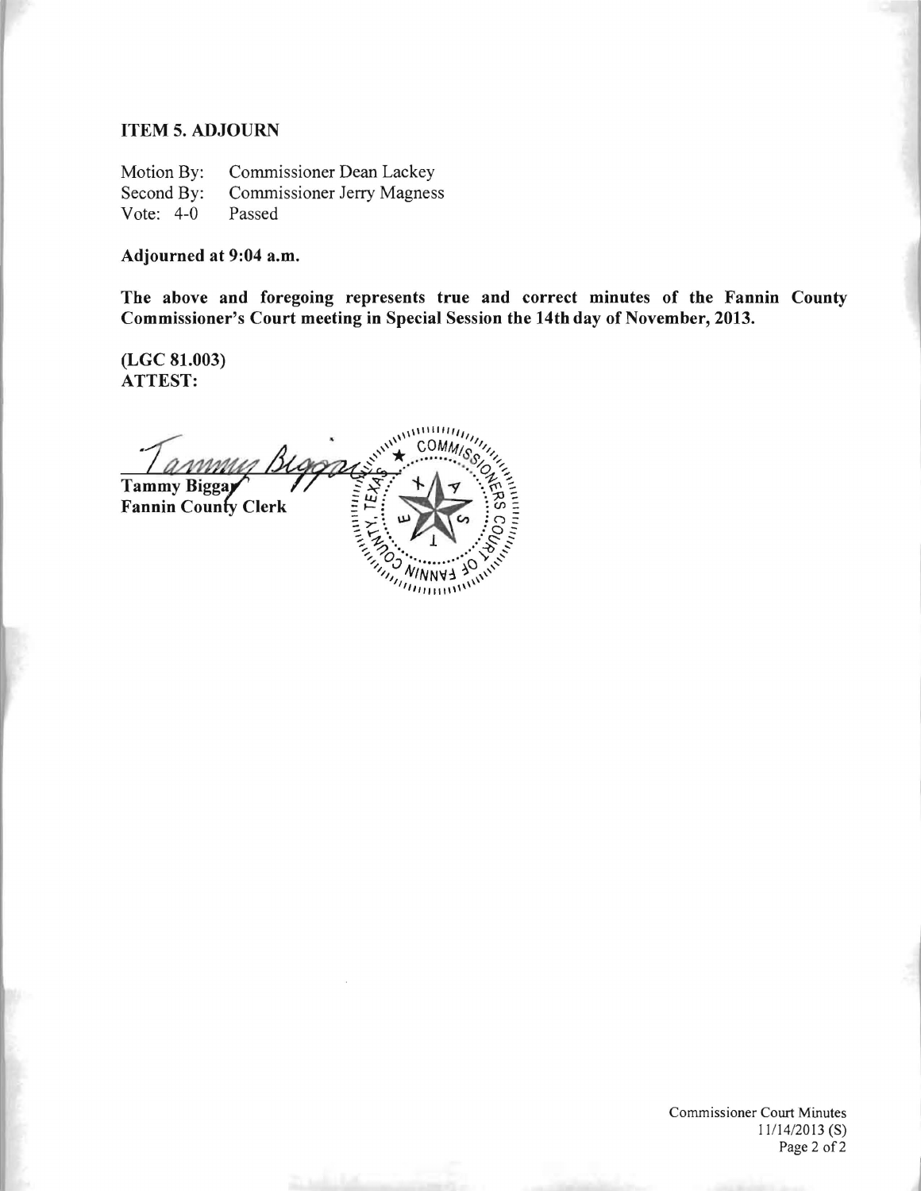**ITEM 5. ADJOURN**

Motion By: Commissioner Dean Lackey
Second By: Commissioner Jerry Magness
Vote: 4-0 Passed

**Adjourned at 9:04 a.m.**

**The above and foregoing represents true and correct minutes of the Fannin County Commissioner's Court meeting in Special Session the 14th day of November, 2013.**

**(LGC 81.003)**
**ATTEST:**

**Tammy Biggar**
**Fannin County Clerk**